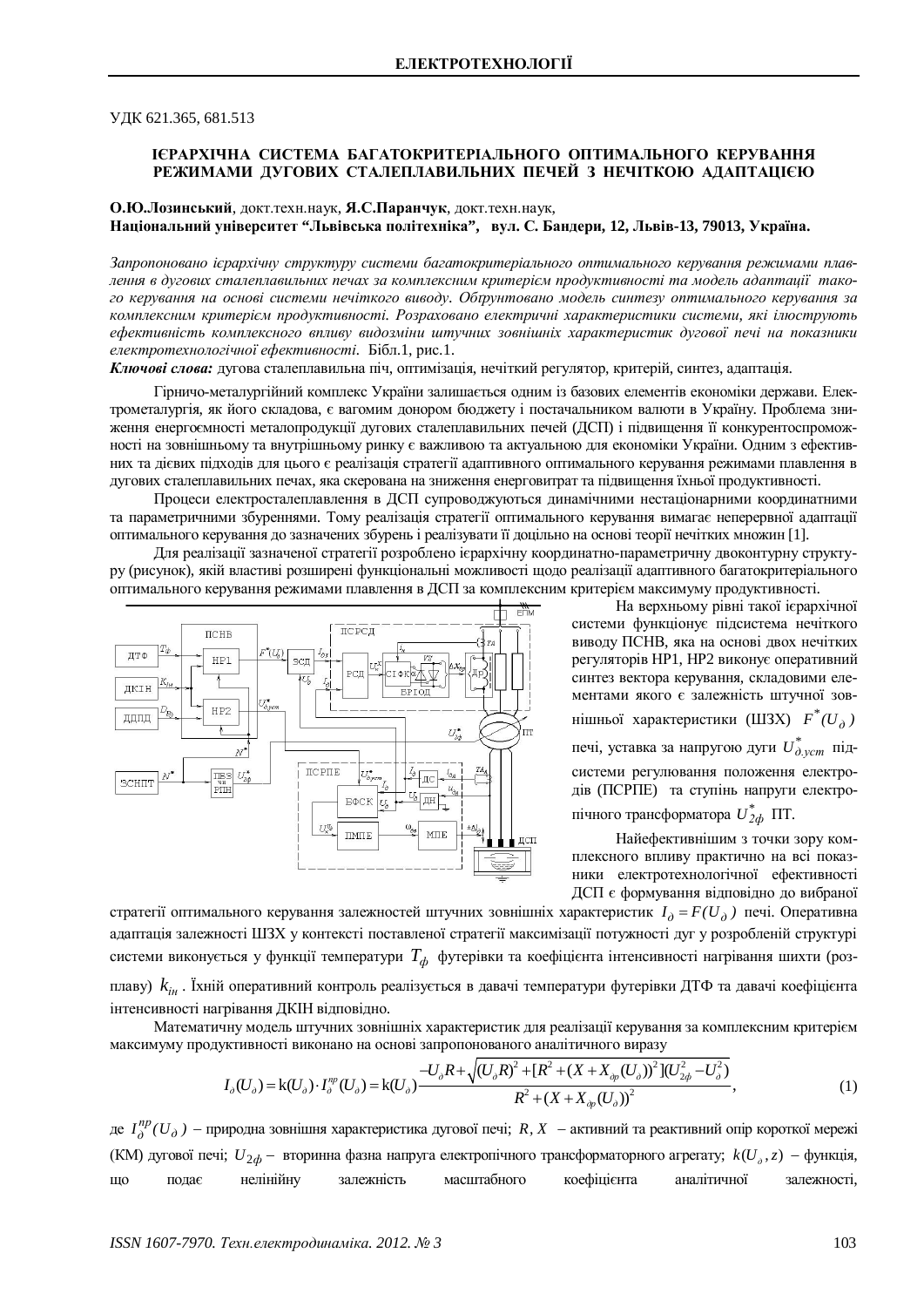УДК 621.365, 681.513

# ІЄРАРХІЧНА СИСТЕМА БАГАТОКРИТЕРІАЛЬНОГО ОПТИМАЛЬНОГО КЕРУВАННЯ РЕЖИМАМИ ДУГОВИХ СТАЛЕПЛАВИЛЬНИХ ПЕЧЕЙ З НЕЧІТКОЮ АДАПТАЦІЄЮ

**О.Ю.Лозинський**, докт.техн.наук, **Я.С.Паранчук**, докт.техн.наук,
**Національний університет "Львівська політехніка", вул. С. Бандери, 12, Львів-13, 79013, Україна.**

*Запропоновано ієрархічну структуру системи багатокритеріального оптимального керування режимами плавлення в дугових сталеплавильних печах за комплексним критерієм продуктивності та модель адаптації такого керування на основі системи нечіткого виводу. Обґрунтовано модель синтезу оптимального керування за комплексним критерієм продуктивності. Розраховано електричні характеристики системи, які ілюструють ефективність комплексного впливу видозміни штучних зовнішніх характеристик дугової печі на показники електротехнологічної ефективності.* Бібл.1, рис.1.

***Ключові слова:*** дугова сталеплавильна піч, оптимізація, нечіткий регулятор, критерій, синтез, адаптація.

Гірничо-металургійний комплекс України залишається одним із базових елементів економіки держави. Електрометалургія, як його складова, є вагомим донором бюджету і постачальником валюти в Україну. Проблема зниження енергоємності металопродукції дугових сталеплавильних печей (ДСП) і підвищення її конкурентоспроможності на зовнішньому та внутрішньому ринку є важливою та актуальною для економіки України. Одним з ефективних та дієвих підходів для цього є реалізація стратегії адаптивного оптимального керування режимами плавлення в дугових сталеплавильних печах, яка скерована на зниження енерговитрат та підвищення їхньої продуктивності.

Процеси електросталеплавлення в ДСП супроводжуються динамічними нестаціонарними координатними та параметричними збуреннями. Тому реалізація стратегії оптимального керування вимагає неперервної адаптації оптимального керування до зазначених збурень і реалізувати її доцільно на основі теорії нечітких множин [1].

Для реалізації зазначеної стратегії розроблено ієрархічну координатно-параметричну двоконтурну структуру (рисунок), якій властиві розширені функціональні можливості щодо реалізації адаптивного багатокритеріального оптимального керування режимами плавлення в ДСП за комплексним критерієм максимуму продуктивності.

На верхньому рівні такої ієрархічної системи функціонує підсистема нечіткого виводу ПСНВ, яка на основі двох нечітких регуляторів НР1, НР2 виконує оперативний синтез вектора керування, складовими елементами якого є залежність штучної зовнішньої характеристики (ШЗХ) $F^*(U_\partial)$ печі, уставка за напругою дуги $U^*_{\partial.уст}$ підсистеми регулювання положення електродів (ПСРПЕ) та ступінь напруги електропічного трансформатора $U^*_{2ф}$ ПТ.

Найефективнішим з точки зору комплексного впливу практично на всі показники електротехнологічної ефективності ДСП є формування відповідно до вибраної стратегії оптимального керування залежностей штучних зовнішніх характеристик $I_\partial = F(U_\partial)$ печі. Оперативна адаптація залежності ШЗХ у контексті поставленої стратегії максимізації потужності дуг у розробленій структурі системи виконується у функції температури $T_ф$ футерівки та коефіцієнта інтенсивності нагрівання шихти (розплаву) $k_{ін}$. Їхній оперативний контроль реалізується в давачі температури футерівки ДТФ та давачі коефіцієнта інтенсивності нагрівання ДКІН відповідно.

Математичну модель штучних зовнішніх характеристик для реалізації керування за комплексним критерієм максимуму продуктивності виконано на основі запропонованого аналітичного виразу

$$I_\partial(U_\partial) = k(U_\partial)\cdot I_\partial^{пр}(U_\partial) = k(U_\partial)\frac{-U_\partial R + \sqrt{(U_\partial R)^2 + [R^2 + (X + X_{\partial р}(U_\partial))^2](U_{2ф}^2 - U_\partial^2)}}{R^2 + (X + X_{\partial р}(U_\partial))^2}, \quad (1)$$

де $I_\partial^{пр}(U_\partial)$ – природна зовнішня характеристика дугової печі; $R, X$ – активний та реактивний опір короткої мережі (КМ) дугової печі; $U_{2ф}$ – вторинна фазна напруга електропічного трансформаторного агрегату; $k(U_\partial, z)$ – функція, що подає нелінійну залежність масштабного коефіцієнта аналітичної залежності,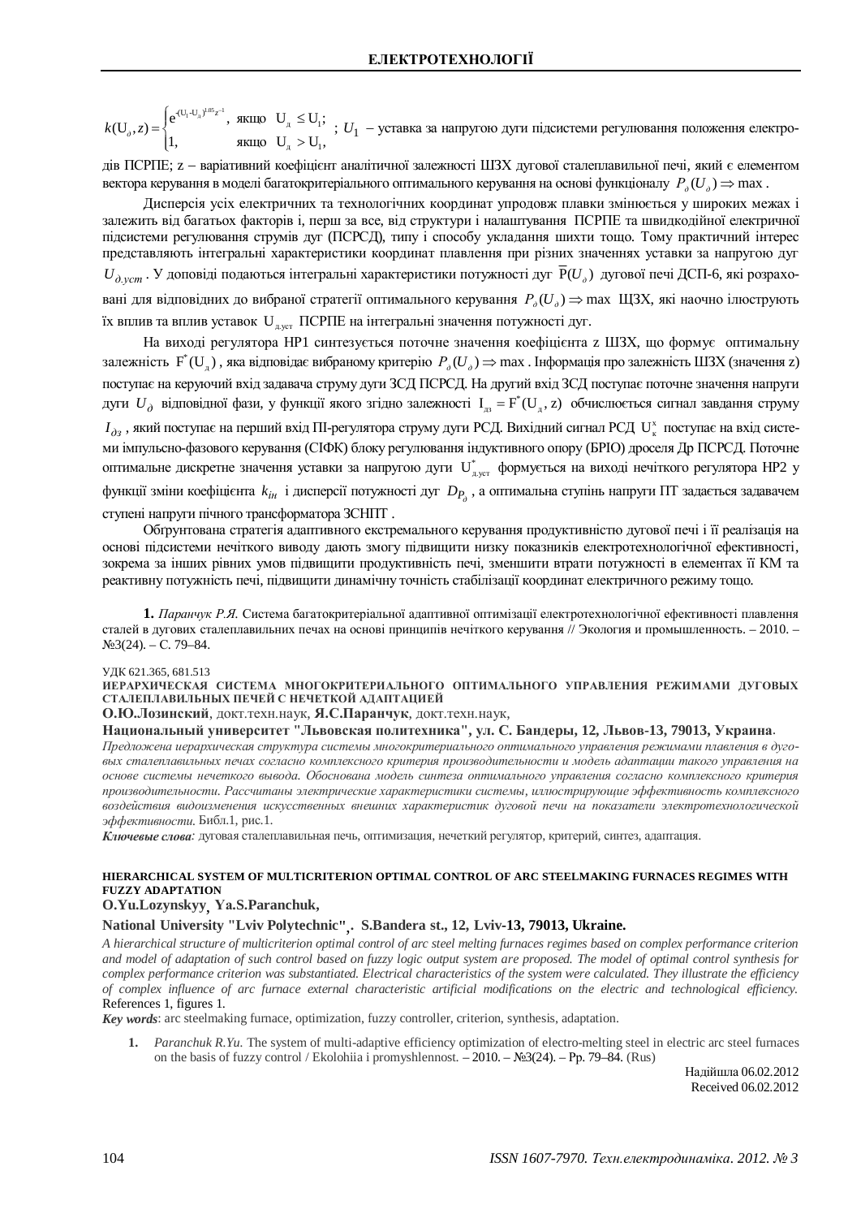$$k(U_д, z) = \begin{cases} e^{-(U_1 - U_д)^{1.05} z^{-1}}, & якщо \ \ U_д \le U_1; \\ 1, & якщо \ \ U_д > U_1, \end{cases}$$ ; $U_1$ – уставка за напругою дуги підсистеми регулювання положення електродів ПСРПЕ; z – варіативний коефіцієнт аналітичної залежності ШЗХ дугової сталеплавильної печі, який є елементом вектора керування в моделі багатокритеріального оптимального керування на основі функціоналу $P_д(U_д) \Rightarrow \max$.

Дисперсія усіх електричних та технологічних координат упродовж плавки змінюється у широких межах і залежить від багатьох факторів і, перш за все, від структури і налаштування ПСРПЕ та швидкодійної електричної підсистеми регулювання струмів дуг (ПСРСД), типу і способу укладання шихти тощо. Тому практичний інтерес представляють інтегральні характеристики координат плавлення при різних значеннях уставки за напругою дуг $U_{д.уст}$. У доповіді подаються інтегральні характеристики потужності дуг $\overline{P}(U_д)$ дугової печі ДСП-6, які розраховані для відповідних до вибраної стратегії оптимального керування $P_д(U_д) \Rightarrow \max$ ШЗХ, які наочно ілюструють їх вплив та вплив уставок $U_{д.уст}$ ПСРПЕ на інтегральні значення потужності дуг.

На виході регулятора НР1 синтезується поточне значення коефіцієнта z ШЗХ, що формує оптимальну залежність $F^*(U_д)$, яка відповідає вибраному критерію $P_д(U_д) \Rightarrow \max$. Інформація про залежність ШЗХ (значення z) поступає на керуючий вхід задавача струму дуги ЗСД ПСРСД. На другий вхід ЗСД поступає поточне значення напруги дуги $U_д$ відповідної фази, у функції якого згідно залежності $I_{дз} = F^*(U_д, z)$ обчислюється сигнал завдання струму $I_{дз}$, який поступає на перший вхід ПІ-регулятора струму дуги РСД. Вихідний сигнал РСД $U_к^x$ поступає на вхід системи імпульсно-фазового керування (СІФК) блоку регулювання індуктивного опору (БРІО) дроселя Др ПСРСД. Поточне оптимальне дискретне значення уставки за напругою дуги $U^*_{д.уст}$ формується на виході нечіткого регулятора НР2 у функції зміни коефіцієнта $k_{ін}$ і дисперсії потужності дуг $D_{P_д}$, а оптимальна ступінь напруги ПТ задається задавачем ступені напруги пічного трансформатора ЗСНПТ.

Обґрунтована стратегія адаптивного екстремального керування продуктивністю дугової печі і її реалізація на основі підсистеми нечіткого виводу дають змогу підвищити низку показників електротехнологічної ефективності, зокрема за інших рівних умов підвищити продуктивність печі, зменшити втрати потужності в елементах її КМ та реактивну потужність печі, підвищити динамічну точність стабілізації координат електричного режиму тощо.

**1.** *Паранчук Р.Я.* Система багатокритеріальної адаптивної оптимізації електротехнологічної ефективності плавлення сталей в дугових сталеплавильних печах на основі принципів нечіткого керування // Экология и промышленность. – 2010. – №3(24). – С. 79–84.

УДК 621.365, 681.513

**ИЕРАРХИЧЕСКАЯ СИСТЕМА МНОГОКРИТЕРИАЛЬНОГО ОПТИМАЛЬНОГО УПРАВЛЕНИЯ РЕЖИМАМИ ДУГОВЫХ СТАЛЕПЛАВИЛЬНЫХ ПЕЧЕЙ С НЕЧЕТКОЙ АДАПТАЦИЕЙ**

**О.Ю.Лозинский**, докт.техн.наук, **Я.С.Паранчук**, докт.техн.наук,

**Национальный университет "Львовская политехника", ул. С. Бандеры, 12, Львов-13, 79013, Украина**.

*Предложена иерархическая структура системы многокритериального оптимального управления режимами плавления в дуговых сталеплавильных печах согласно комплексного критерия производительности и модель адаптации такого управления на основе системы нечеткого вывода. Обоснована модель синтеза оптимального управления согласно комплексного критерия производительности. Рассчитаны электрические характеристики системы, иллюстрирующие эффективность комплексного воздействия видоизменения искусственных внешних характеристик дуговой печи на показатели электротехнологической эффективности.* Библ.1, рис.1.

***Ключевые слова:*** дуговая сталеплавильная печь, оптимизация, нечеткий регулятор, критерий, синтез, адаптация.

**HIERARCHICAL SYSTEM OF MULTICRITERION OPTIMAL CONTROL OF ARC STEELMAKING FURNACES REGIMES WITH FUZZY ADAPTATION**

**O.Yu.Lozynskyy, Ya.S.Paranchuk,**

**National University "Lviv Polytechnic",. S.Bandera st., 12, Lviv-13, 79013, Ukraine.**

*A hierarchical structure of multicriterion optimal control of arc steel melting furnaces regimes based on complex performance criterion and model of adaptation of such control based on fuzzy logic output system are proposed. The model of optimal control synthesis for complex performance criterion was substantiated. Electrical characteristics of the system were calculated. They illustrate the efficiency of complex influence of arc furnace external characteristic artificial modifications on the electric and technological efficiency.* References 1, figures 1.

***Key words***: arc steelmaking furnace, optimization, fuzzy controller, criterion, synthesis, adaptation.

1. *Paranchuk R.Yu.* The system of multi-adaptive efficiency optimization of electro-melting steel in electric arc steel furnaces on the basis of fuzzy control / Ekolohiia i promyshlennost. – 2010. – №3(24). – Pp. 79–84. (Rus)

Надійшла 06.02.2012
Received 06.02.2012